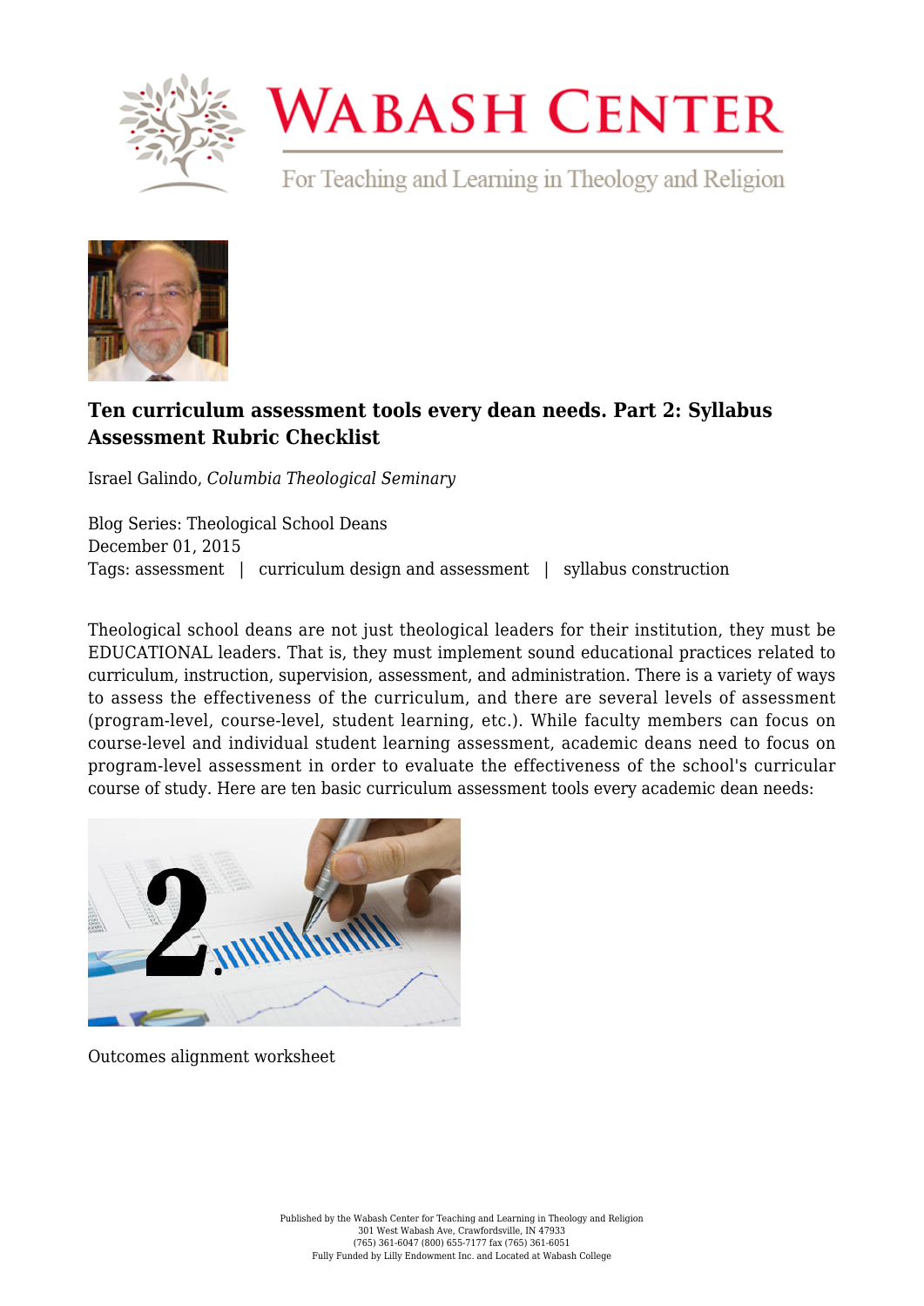# Ten curriculum assessment tools every dean needs. Part 2: Syllabus Assessment Rubric Checklist

Israel Galindo, *Columbia Theological Seminary*

Blog Series: Theological School Deans
December 01, 2015
Tags: assessment | curriculum design and assessment | syllabus construction

Theological school deans are not just theological leaders for their institution, they must be EDUCATIONAL leaders. That is, they must implement sound educational practices related to curriculum, instruction, supervision, assessment, and administration. There is a variety of ways to assess the effectiveness of the curriculum, and there are several levels of assessment (program-level, course-level, student learning, etc.). While faculty members can focus on course-level and individual student learning assessment, academic deans need to focus on program-level assessment in order to evaluate the effectiveness of the school's curricular course of study. Here are ten basic curriculum assessment tools every academic dean needs:

Outcomes alignment worksheet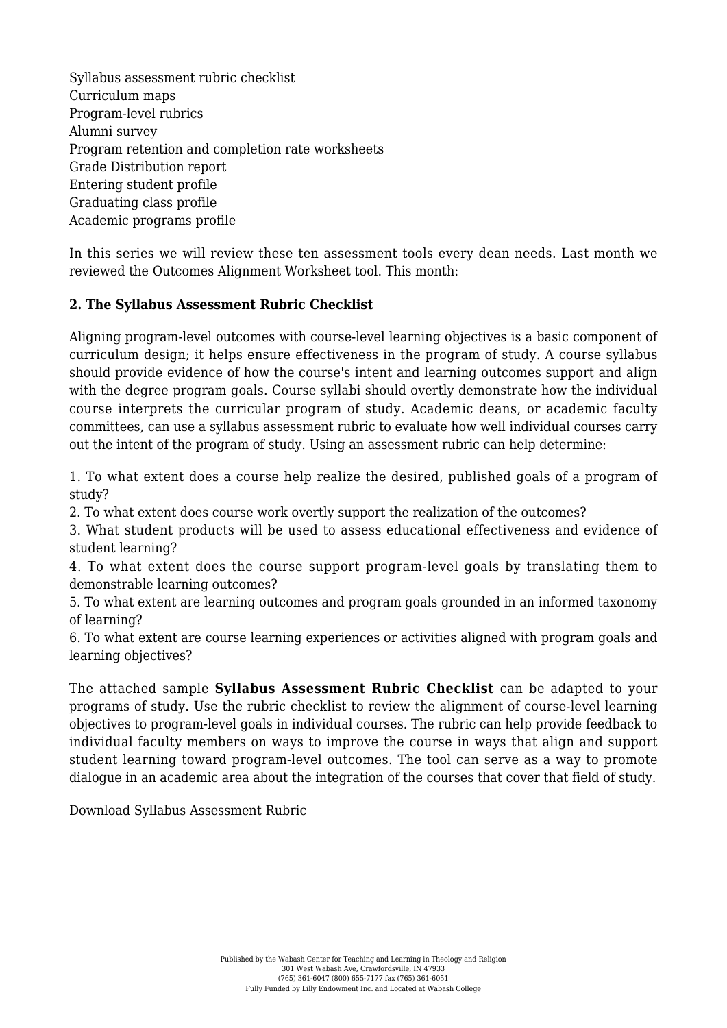Syllabus assessment rubric checklist
Curriculum maps
Program-level rubrics
Alumni survey
Program retention and completion rate worksheets
Grade Distribution report
Entering student profile
Graduating class profile
Academic programs profile

In this series we will review these ten assessment tools every dean needs. Last month we reviewed the Outcomes Alignment Worksheet tool. This month:

**2. The Syllabus Assessment Rubric Checklist**

Aligning program-level outcomes with course-level learning objectives is a basic component of curriculum design; it helps ensure effectiveness in the program of study. A course syllabus should provide evidence of how the course's intent and learning outcomes support and align with the degree program goals. Course syllabi should overtly demonstrate how the individual course interprets the curricular program of study. Academic deans, or academic faculty committees, can use a syllabus assessment rubric to evaluate how well individual courses carry out the intent of the program of study. Using an assessment rubric can help determine:

1. To what extent does a course help realize the desired, published goals of a program of study?
2. To what extent does course work overtly support the realization of the outcomes?
3. What student products will be used to assess educational effectiveness and evidence of student learning?
4. To what extent does the course support program-level goals by translating them to demonstrable learning outcomes?
5. To what extent are learning outcomes and program goals grounded in an informed taxonomy of learning?
6. To what extent are course learning experiences or activities aligned with program goals and learning objectives?

The attached sample **Syllabus Assessment Rubric Checklist** can be adapted to your programs of study. Use the rubric checklist to review the alignment of course-level learning objectives to program-level goals in individual courses. The rubric can help provide feedback to individual faculty members on ways to improve the course in ways that align and support student learning toward program-level outcomes. The tool can serve as a way to promote dialogue in an academic area about the integration of the courses that cover that field of study.

Download Syllabus Assessment Rubric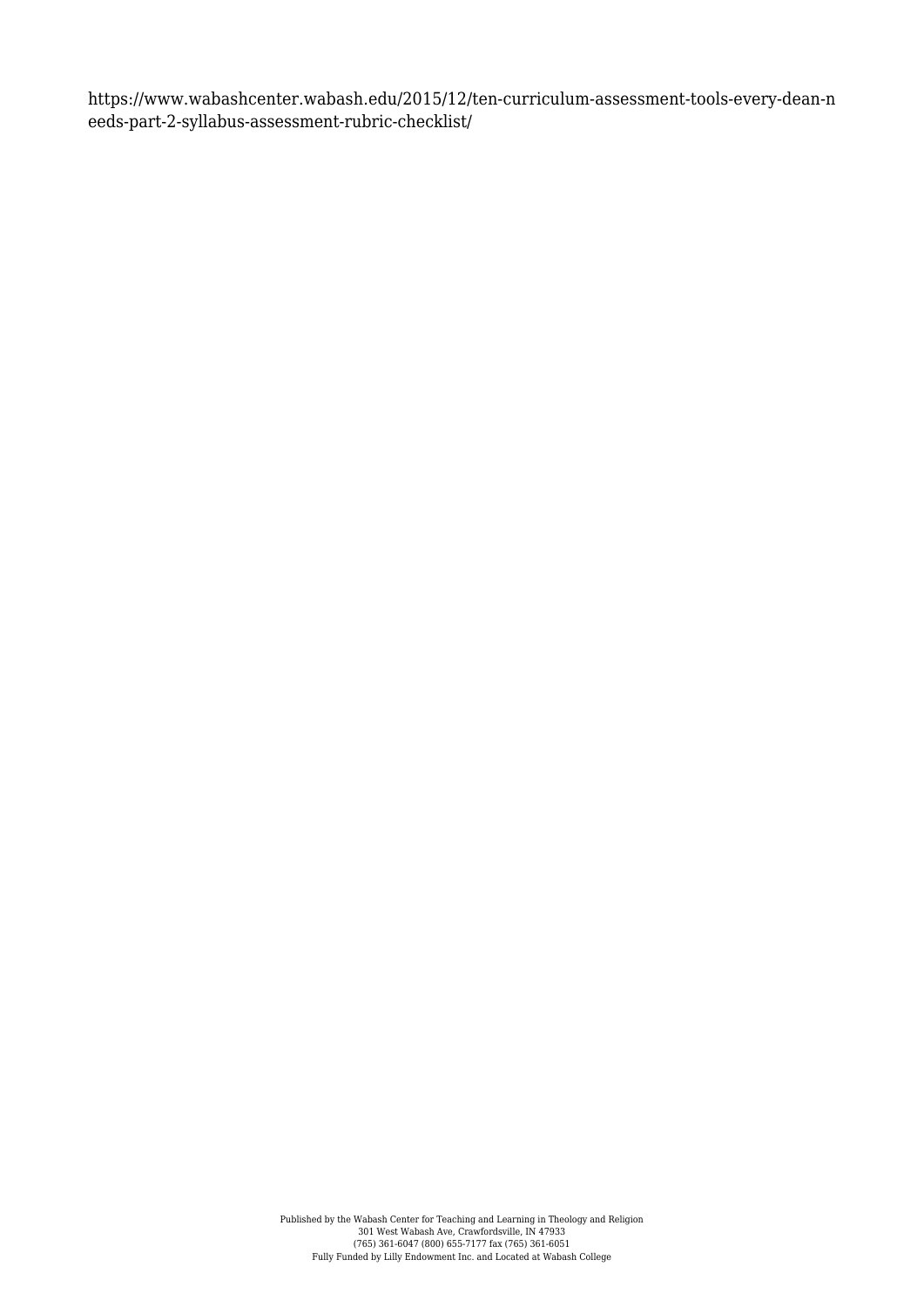https://www.wabashcenter.wabash.edu/2015/12/ten-curriculum-assessment-tools-every-dean-needs-part-2-syllabus-assessment-rubric-checklist/